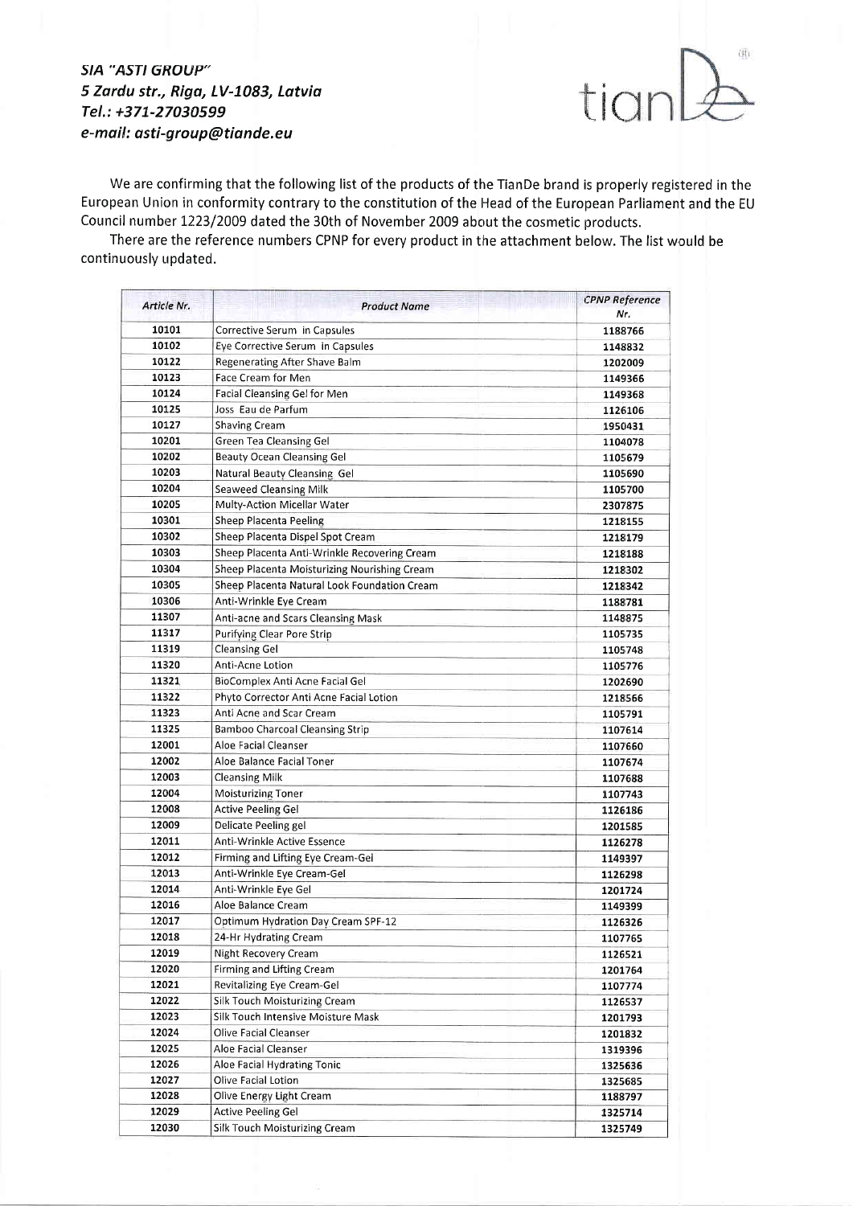***SIA "ASTI GROUP"***
***5 Zardu str., Riga, LV-1083, Latvia***
***Tel.: +371-27030599***
***e-mail: asti-group@tiande.eu***

We are confirming that the following list of the products of the TianDe brand is properly registered in the European Union in conformity contrary to the constitution of the Head of the European Parliament and the EU Council number 1223/2009 dated the 30th of November 2009 about the cosmetic products.

There are the reference numbers CPNP for every product in the attachment below. The list would be continuously updated.

| *Article Nr.* | *Product Name* | *CPNP Reference Nr.* |
|---|---|---|
| 10101 | Corrective Serum in Capsules | 1188766 |
| 10102 | Eye Corrective Serum in Capsules | 1148832 |
| 10122 | Regenerating After Shave Balm | 1202009 |
| 10123 | Face Cream for Men | 1149366 |
| 10124 | Facial Cleansing Gel for Men | 1149368 |
| 10125 | Joss Eau de Parfum | 1126106 |
| 10127 | Shaving Cream | 1950431 |
| 10201 | Green Tea Cleansing Gel | 1104078 |
| 10202 | Beauty Ocean Cleansing Gel | 1105679 |
| 10203 | Natural Beauty Cleansing Gel | 1105690 |
| 10204 | Seaweed Cleansing Milk | 1105700 |
| 10205 | Multy-Action Micellar Water | 2307875 |
| 10301 | Sheep Placenta Peeling | 1218155 |
| 10302 | Sheep Placenta Dispel Spot Cream | 1218179 |
| 10303 | Sheep Placenta Anti-Wrinkle Recovering Cream | 1218188 |
| 10304 | Sheep Placenta Moisturizing Nourishing Cream | 1218302 |
| 10305 | Sheep Placenta Natural Look Foundation Cream | 1218342 |
| 10306 | Anti-Wrinkle Eye Cream | 1188781 |
| 11307 | Anti-acne and Scars Cleansing Mask | 1148875 |
| 11317 | Purifying Clear Pore Strip | 1105735 |
| 11319 | Cleansing Gel | 1105748 |
| 11320 | Anti-Acne Lotion | 1105776 |
| 11321 | BioComplex Anti Acne Facial Gel | 1202690 |
| 11322 | Phyto Corrector Anti Acne Facial Lotion | 1218566 |
| 11323 | Anti Acne and Scar Cream | 1105791 |
| 11325 | Bamboo Charcoal Cleansing Strip | 1107614 |
| 12001 | Aloe Facial Cleanser | 1107660 |
| 12002 | Aloe Balance Facial Toner | 1107674 |
| 12003 | Cleansing Milk | 1107688 |
| 12004 | Moisturizing Toner | 1107743 |
| 12008 | Active Peeling Gel | 1126186 |
| 12009 | Delicate Peeling gel | 1201585 |
| 12011 | Anti-Wrinkle Active Essence | 1126278 |
| 12012 | Firming and Lifting Eye Cream-Gel | 1149397 |
| 12013 | Anti-Wrinkle Eye Cream-Gel | 1126298 |
| 12014 | Anti-Wrinkle Eye Gel | 1201724 |
| 12016 | Aloe Balance Cream | 1149399 |
| 12017 | Optimum Hydration Day Cream SPF-12 | 1126326 |
| 12018 | 24-Hr Hydrating Cream | 1107765 |
| 12019 | Night Recovery Cream | 1126521 |
| 12020 | Firming and Lifting Cream | 1201764 |
| 12021 | Revitalizing Eye Cream-Gel | 1107774 |
| 12022 | Silk Touch Moisturizing Cream | 1126537 |
| 12023 | Silk Touch Intensive Moisture Mask | 1201793 |
| 12024 | Olive Facial Cleanser | 1201832 |
| 12025 | Aloe Facial Cleanser | 1319396 |
| 12026 | Aloe Facial Hydrating Tonic | 1325636 |
| 12027 | Olive Facial Lotion | 1325685 |
| 12028 | Olive Energy Light Cream | 1188797 |
| 12029 | Active Peeling Gel | 1325714 |
| 12030 | Silk Touch Moisturizing Cream | 1325749 |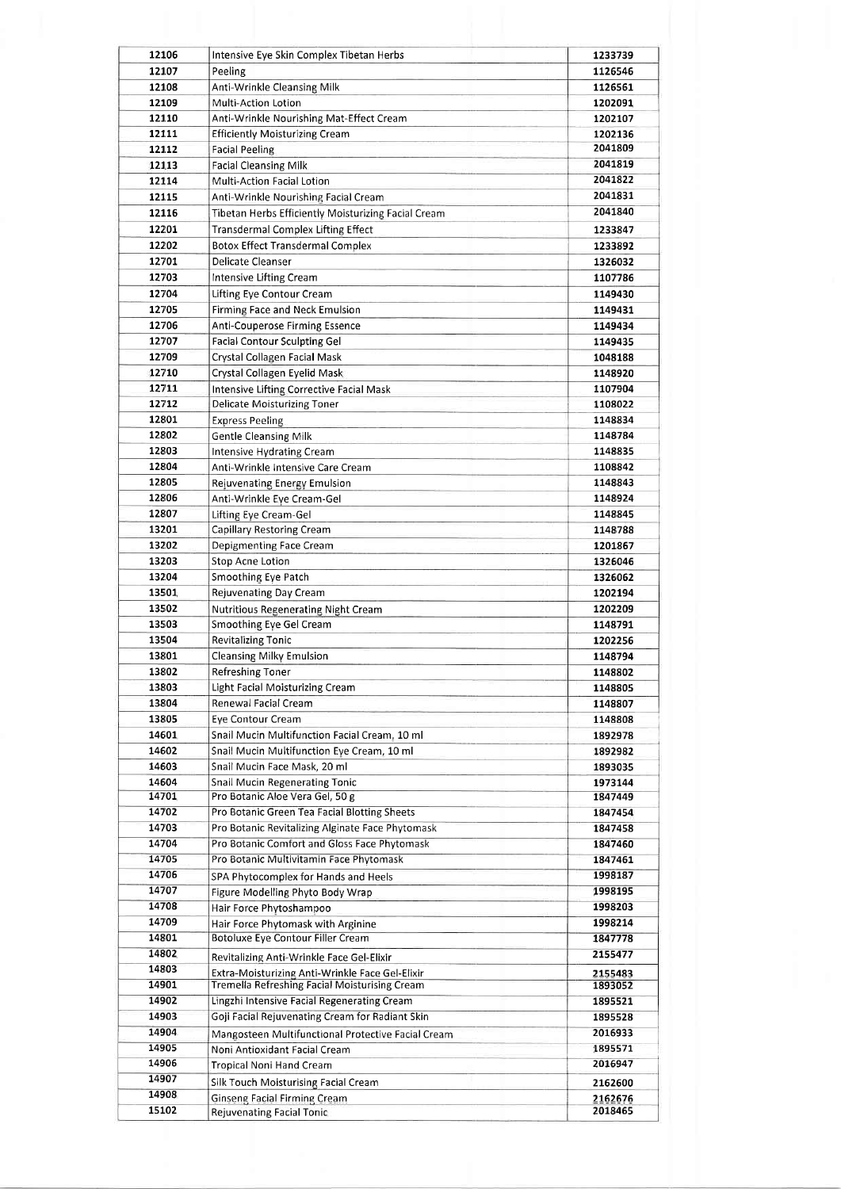| | | |
|---|---|---|
| 12106 | Intensive Eye Skin Complex Tibetan Herbs | 1233739 |
| 12107 | Peeling | 1126546 |
| 12108 | Anti-Wrinkle Cleansing Milk | 1126561 |
| 12109 | Multi-Action Lotion | 1202091 |
| 12110 | Anti-Wrinkle Nourishing Mat-Effect Cream | 1202107 |
| 12111 | Efficiently Moisturizing Cream | 1202136 |
| 12112 | Facial Peeling | 2041809 |
| 12113 | Facial Cleansing Milk | 2041819 |
| 12114 | Multi-Action Facial Lotion | 2041822 |
| 12115 | Anti-Wrinkle Nourishing Facial Cream | 2041831 |
| 12116 | Tibetan Herbs Efficiently Moisturizing Facial Cream | 2041840 |
| 12201 | Transdermal Complex Lifting Effect | 1233847 |
| 12202 | Botox Effect Transdermal Complex | 1233892 |
| 12701 | Delicate Cleanser | 1326032 |
| 12703 | Intensive Lifting Cream | 1107786 |
| 12704 | Lifting Eye Contour Cream | 1149430 |
| 12705 | Firming Face and Neck Emulsion | 1149431 |
| 12706 | Anti-Couperose Firming Essence | 1149434 |
| 12707 | Facial Contour Sculpting Gel | 1149435 |
| 12709 | Crystal Collagen Facial Mask | 1048188 |
| 12710 | Crystal Collagen Eyelid Mask | 1148920 |
| 12711 | Intensive Lifting Corrective Facial Mask | 1107904 |
| 12712 | Delicate Moisturizing Toner | 1108022 |
| 12801 | Express Peeling | 1148834 |
| 12802 | Gentle Cleansing Milk | 1148784 |
| 12803 | Intensive Hydrating Cream | 1148835 |
| 12804 | Anti-Wrinkle Intensive Care Cream | 1108842 |
| 12805 | Rejuvenating Energy Emulsion | 1148843 |
| 12806 | Anti-Wrinkle Eye Cream-Gel | 1148924 |
| 12807 | Lifting Eye Cream-Gel | 1148845 |
| 13201 | Capillary Restoring Cream | 1148788 |
| 13202 | Depigmenting Face Cream | 1201867 |
| 13203 | Stop Acne Lotion | 1326046 |
| 13204 | Smoothing Eye Patch | 1326062 |
| 13501 | Rejuvenating Day Cream | 1202194 |
| 13502 | Nutritious Regenerating Night Cream | 1202209 |
| 13503 | Smoothing Eye Gel Cream | 1148791 |
| 13504 | Revitalizing Tonic | 1202256 |
| 13801 | Cleansing Milky Emulsion | 1148794 |
| 13802 | Refreshing Toner | 1148802 |
| 13803 | Light Facial Moisturizing Cream | 1148805 |
| 13804 | Renewal Facial Cream | 1148807 |
| 13805 | Eye Contour Cream | 1148808 |
| 14601 | Snail Mucin Multifunction Facial Cream, 10 ml | 1892978 |
| 14602 | Snail Mucin Multifunction Eye Cream, 10 ml | 1892982 |
| 14603 | Snail Mucin Face Mask, 20 ml | 1893035 |
| 14604 | Snail Mucin Regenerating Tonic | 1973144 |
| 14701 | Pro Botanic Aloe Vera Gel, 50 g | 1847449 |
| 14702 | Pro Botanic Green Tea Facial Blotting Sheets | 1847454 |
| 14703 | Pro Botanic Revitalizing Alginate Face Phytomask | 1847458 |
| 14704 | Pro Botanic Comfort and Gloss Face Phytomask | 1847460 |
| 14705 | Pro Botanic Multivitamin Face Phytomask | 1847461 |
| 14706 | SPA Phytocomplex for Hands and Heels | 1998187 |
| 14707 | Figure Modelling Phyto Body Wrap | 1998195 |
| 14708 | Hair Force Phytoshampoo | 1998203 |
| 14709 | Hair Force Phytomask with Arginine | 1998214 |
| 14801 | Botoluxe Eye Contour Filler Cream | 1847778 |
| 14802 | Revitalizing Anti-Wrinkle Face Gel-Elixir | 2155477 |
| 14803 | Extra-Moisturizing Anti-Wrinkle Face Gel-Elixir | 2155483 |
| 14901 | Tremella Refreshing Facial Moisturising Cream | 1893052 |
| 14902 | Lingzhi Intensive Facial Regenerating Cream | 1895521 |
| 14903 | Goji Facial Rejuvenating Cream for Radiant Skin | 1895528 |
| 14904 | Mangosteen Multifunctional Protective Facial Cream | 2016933 |
| 14905 | Noni Antioxidant Facial Cream | 1895571 |
| 14906 | Tropical Noni Hand Cream | 2016947 |
| 14907 | Silk Touch Moisturising Facial Cream | 2162600 |
| 14908 | Ginseng Facial Firming Cream | 2162676 |
| 15102 | Rejuvenating Facial Tonic | 2018465 |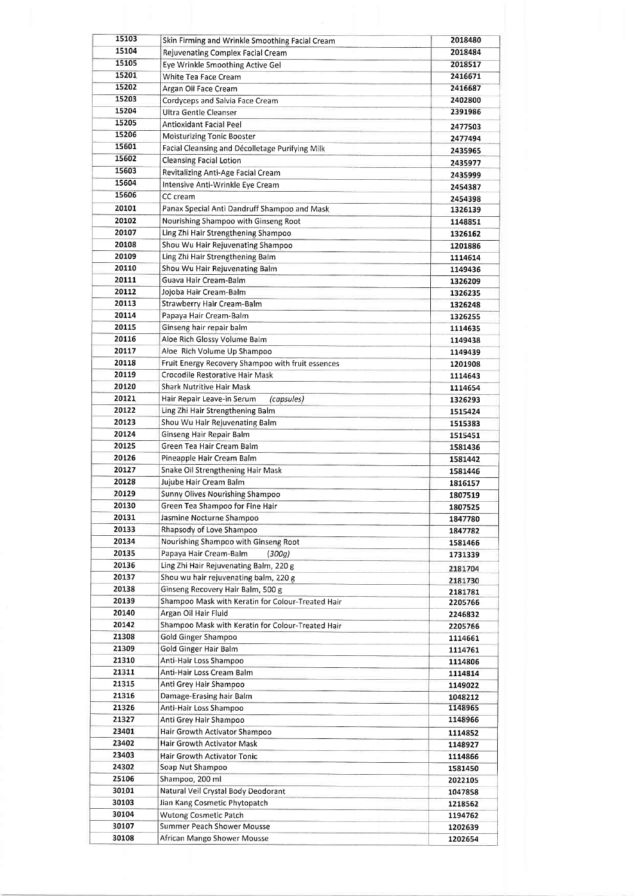| | | |
|---|---|---|
| 15103 | Skin Firming and Wrinkle Smoothing Facial Cream | 2018480 |
| 15104 | Rejuvenating Complex Facial Cream | 2018484 |
| 15105 | Eye Wrinkle Smoothing Active Gel | 2018517 |
| 15201 | White Tea Face Cream | 2416671 |
| 15202 | Argan Oil Face Cream | 2416687 |
| 15203 | Cordyceps and Salvia Face Cream | 2402800 |
| 15204 | Ultra Gentle Cleanser | 2391986 |
| 15205 | Antioxidant Facial Peel | 2477503 |
| 15206 | Moisturizing Tonic Booster | 2477494 |
| 15601 | Facial Cleansing and Décolletage Purifying Milk | 2435965 |
| 15602 | Cleansing Facial Lotion | 2435977 |
| 15603 | Revitalizing Anti-Age Facial Cream | 2435999 |
| 15604 | Intensive Anti-Wrinkle Eye Cream | 2454387 |
| 15606 | CC cream | 2454398 |
| 20101 | Panax Special Anti Dandruff Shampoo and Mask | 1326139 |
| 20102 | Nourishing Shampoo with Ginseng Root | 1148851 |
| 20107 | Ling Zhi Hair Strengthening Shampoo | 1326162 |
| 20108 | Shou Wu Hair Rejuvenating Shampoo | 1201886 |
| 20109 | Ling Zhi Hair Strengthening Balm | 1114614 |
| 20110 | Shou Wu Hair Rejuvenating Balm | 1149436 |
| 20111 | Guava Hair Cream-Balm | 1326209 |
| 20112 | Jojoba Hair Cream-Balm | 1326235 |
| 20113 | Strawberry Hair Cream-Balm | 1326248 |
| 20114 | Papaya Hair Cream-Balm | 1326255 |
| 20115 | Ginseng hair repair balm | 1114635 |
| 20116 | Aloe Rich Glossy Volume Balm | 1149438 |
| 20117 | Aloe Rich Volume Up Shampoo | 1149439 |
| 20118 | Fruit Energy Recovery Shampoo with fruit essences | 1201908 |
| 20119 | Crocodile Restorative Hair Mask | 1114643 |
| 20120 | Shark Nutritive Hair Mask | 1114654 |
| 20121 | Hair Repair Leave-in Serum *(capsules)* | 1326293 |
| 20122 | Ling Zhi Hair Strengthening Balm | 1515424 |
| 20123 | Shou Wu Hair Rejuvenating Balm | 1515383 |
| 20124 | Ginseng Hair Repair Balm | 1515451 |
| 20125 | Green Tea Hair Cream Balm | 1581436 |
| 20126 | Pineapple Hair Cream Balm | 1581442 |
| 20127 | Snake Oil Strengthening Hair Mask | 1581446 |
| 20128 | Jujube Hair Cream Balm | 1816157 |
| 20129 | Sunny Olives Nourishing Shampoo | 1807519 |
| 20130 | Green Tea Shampoo for Fine Hair | 1807525 |
| 20131 | Jasmine Nocturne Shampoo | 1847780 |
| 20133 | Rhapsody of Love Shampoo | 1847782 |
| 20134 | Nourishing Shampoo with Ginseng Root | 1581466 |
| 20135 | Papaya Hair Cream-Balm *(300g)* | 1731339 |
| 20136 | Ling Zhi Hair Rejuvenating Balm, 220 g | 2181704 |
| 20137 | Shou wu hair rejuvenating balm, 220 g | 2181730 |
| 20138 | Ginseng Recovery Hair Balm, 500 g | 2181781 |
| 20139 | Shampoo Mask with Keratin for Colour-Treated Hair | 2205766 |
| 20140 | Argan Oil Hair Fluid | 2246832 |
| 20142 | Shampoo Mask with Keratin for Colour-Treated Hair | 2205766 |
| 21308 | Gold Ginger Shampoo | 1114661 |
| 21309 | Gold Ginger Hair Balm | 1114761 |
| 21310 | Anti-Hair Loss Shampoo | 1114806 |
| 21311 | Anti-Hair Loss Cream Balm | 1114814 |
| 21315 | Anti Grey Hair Shampoo | 1149022 |
| 21316 | Damage-Erasing hair Balm | 1048212 |
| 21326 | Anti-Hair Loss Shampoo | 1148965 |
| 21327 | Anti Grey Hair Shampoo | 1148966 |
| 23401 | Hair Growth Activator Shampoo | 1114852 |
| 23402 | Hair Growth Activator Mask | 1148927 |
| 23403 | Hair Growth Activator Tonic | 1114866 |
| 24302 | Soap Nut Shampoo | 1581450 |
| 25106 | Shampoo, 200 ml | 2022105 |
| 30101 | Natural Veil Crystal Body Deodorant | 1047858 |
| 30103 | Jian Kang Cosmetic Phytopatch | 1218562 |
| 30104 | Wutong Cosmetic Patch | 1194762 |
| 30107 | Summer Peach Shower Mousse | 1202639 |
| 30108 | African Mango Shower Mousse | 1202654 |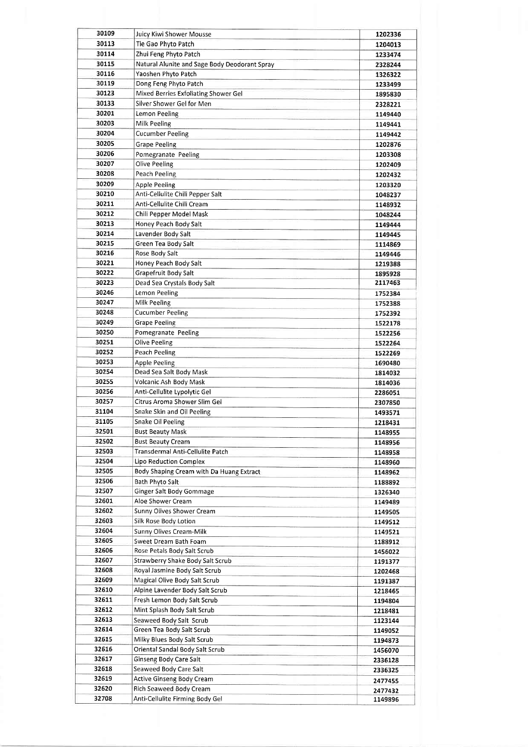| 30109 | Juicy Kiwi Shower Mousse | 1202336 |
|---|---|---|
| 30113 | Tie Gao Phyto Patch | 1204013 |
| 30114 | Zhui Feng Phyto Patch | 1233474 |
| 30115 | Natural Alunite and Sage Body Deodorant Spray | 2328244 |
| 30116 | Yaoshen Phyto Patch | 1326322 |
| 30119 | Dong Feng Phyto Patch | 1233499 |
| 30123 | Mixed Berries Exfoliating Shower Gel | 1895830 |
| 30133 | Silver Shower Gel for Men | 2328221 |
| 30201 | Lemon Peeling | 1149440 |
| 30203 | Milk Peeling | 1149441 |
| 30204 | Cucumber Peeling | 1149442 |
| 30205 | Grape Peeling | 1202876 |
| 30206 | Pomegranate Peeling | 1203308 |
| 30207 | Olive Peeling | 1202409 |
| 30208 | Peach Peeling | 1202432 |
| 30209 | Apple Peeling | 1203320 |
| 30210 | Anti-Cellulite Chili Pepper Salt | 1048237 |
| 30211 | Anti-Cellulite Chili Cream | 1148932 |
| 30212 | Chili Pepper Model Mask | 1048244 |
| 30213 | Honey Peach Body Salt | 1149444 |
| 30214 | Lavender Body Salt | 1149445 |
| 30215 | Green Tea Body Salt | 1114869 |
| 30216 | Rose Body Salt | 1149446 |
| 30221 | Honey Peach Body Salt | 1219388 |
| 30222 | Grapefruit Body Salt | 1895928 |
| 30223 | Dead Sea Crystals Body Salt | 2117463 |
| 30246 | Lemon Peeling | 1752384 |
| 30247 | Milk Peeling | 1752388 |
| 30248 | Cucumber Peeling | 1752392 |
| 30249 | Grape Peeling | 1522178 |
| 30250 | Pomegranate Peeling | 1522256 |
| 30251 | Olive Peeling | 1522264 |
| 30252 | Peach Peeling | 1522269 |
| 30253 | Apple Peeling | 1690480 |
| 30254 | Dead Sea Salt Body Mask | 1814032 |
| 30255 | Volcanic Ash Body Mask | 1814036 |
| 30256 | Anti-Cellulite Lypolytic Gel | 2286051 |
| 30257 | Citrus Aroma Shower Slim Gel | 2307850 |
| 31104 | Snake Skin and Oil Peeling | 1493571 |
| 31105 | Snake Oil Peeling | 1218431 |
| 32501 | Bust Beauty Mask | 1148955 |
| 32502 | Bust Beauty Cream | 1148956 |
| 32503 | Transdermal Anti-Cellulite Patch | 1148958 |
| 32504 | Lipo Reduction Complex | 1148960 |
| 32505 | Body Shaping Cream with Da Huang Extract | 1148962 |
| 32506 | Bath Phyto Salt | 1188892 |
| 32507 | Ginger Salt Body Gommage | 1326340 |
| 32601 | Aloe Shower Cream | 1149489 |
| 32602 | Sunny Olives Shower Cream | 1149505 |
| 32603 | Silk Rose Body Lotion | 1149512 |
| 32604 | Sunny Olives Cream-Milk | 1149521 |
| 32605 | Sweet Dream Bath Foam | 1188912 |
| 32606 | Rose Petals Body Salt Scrub | 1456022 |
| 32607 | Strawberry Shake Body Salt Scrub | 1191377 |
| 32608 | Royal Jasmine Body Salt Scrub | 1202468 |
| 32609 | Magical Olive Body Salt Scrub | 1191387 |
| 32610 | Alpine Lavender Body Salt Scrub | 1218465 |
| 32611 | Fresh Lemon Body Salt Scrub | 1194804 |
| 32612 | Mint Splash Body Salt Scrub | 1218481 |
| 32613 | Seaweed Body Salt Scrub | 1123144 |
| 32614 | Green Tea Body Salt Scrub | 1149052 |
| 32615 | Milky Blues Body Salt Scrub | 1194873 |
| 32616 | Oriental Sandal Body Salt Scrub | 1456070 |
| 32617 | Ginseng Body Care Salt | 2336128 |
| 32618 | Seaweed Body Care Salt | 2336325 |
| 32619 | Active Ginseng Body Cream | 2477455 |
| 32620 | Rich Seaweed Body Cream | 2477432 |
| 32708 | Anti-Cellulite Firming Body Gel | 1149896 |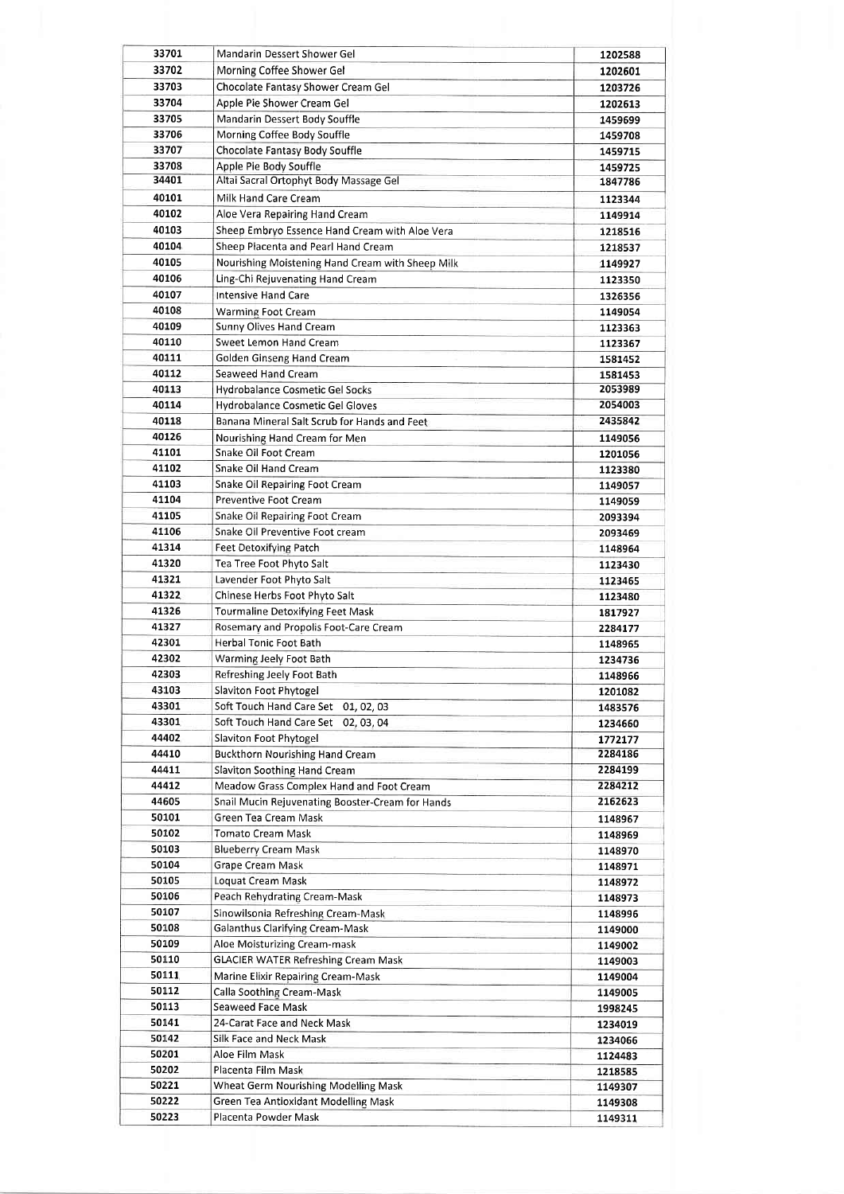| | | |
|---|---|---|
| 33701 | Mandarin Dessert Shower Gel | 1202588 |
| 33702 | Morning Coffee Shower Gel | 1202601 |
| 33703 | Chocolate Fantasy Shower Cream Gel | 1203726 |
| 33704 | Apple Pie Shower Cream Gel | 1202613 |
| 33705 | Mandarin Dessert Body Souffle | 1459699 |
| 33706 | Morning Coffee Body Souffle | 1459708 |
| 33707 | Chocolate Fantasy Body Souffle | 1459715 |
| 33708 | Apple Pie Body Souffle | 1459725 |
| 34401 | Altai Sacral Ortophyt Body Massage Gel | 1847786 |
| 40101 | Milk Hand Care Cream | 1123344 |
| 40102 | Aloe Vera Repairing Hand Cream | 1149914 |
| 40103 | Sheep Embryo Essence Hand Cream with Aloe Vera | 1218516 |
| 40104 | Sheep Placenta and Pearl Hand Cream | 1218537 |
| 40105 | Nourishing Moistening Hand Cream with Sheep Milk | 1149927 |
| 40106 | Ling-Chi Rejuvenating Hand Cream | 1123350 |
| 40107 | Intensive Hand Care | 1326356 |
| 40108 | Warming Foot Cream | 1149054 |
| 40109 | Sunny Olives Hand Cream | 1123363 |
| 40110 | Sweet Lemon Hand Cream | 1123367 |
| 40111 | Golden Ginseng Hand Cream | 1581452 |
| 40112 | Seaweed Hand Cream | 1581453 |
| 40113 | Hydrobalance Cosmetic Gel Socks | 2053989 |
| 40114 | Hydrobalance Cosmetic Gel Gloves | 2054003 |
| 40118 | Banana Mineral Salt Scrub for Hands and Feet | 2435842 |
| 40126 | Nourishing Hand Cream for Men | 1149056 |
| 41101 | Snake Oil Foot Cream | 1201056 |
| 41102 | Snake Oil Hand Cream | 1123380 |
| 41103 | Snake Oil Repairing Foot Cream | 1149057 |
| 41104 | Preventive Foot Cream | 1149059 |
| 41105 | Snake Oil Repairing Foot Cream | 2093394 |
| 41106 | Snake Oil Preventive Foot cream | 2093469 |
| 41314 | Feet Detoxifying Patch | 1148964 |
| 41320 | Tea Tree Foot Phyto Salt | 1123430 |
| 41321 | Lavender Foot Phyto Salt | 1123465 |
| 41322 | Chinese Herbs Foot Phyto Salt | 1123480 |
| 41326 | Tourmaline Detoxifying Feet Mask | 1817927 |
| 41327 | Rosemary and Propolis Foot-Care Cream | 2284177 |
| 42301 | Herbal Tonic Foot Bath | 1148965 |
| 42302 | Warming Jeely Foot Bath | 1234736 |
| 42303 | Refreshing Jeely Foot Bath | 1148966 |
| 43103 | Slaviton Foot Phytogel | 1201082 |
| 43301 | Soft Touch Hand Care Set 01, 02, 03 | 1483576 |
| 43301 | Soft Touch Hand Care Set 02, 03, 04 | 1234660 |
| 44402 | Slaviton Foot Phytogel | 1772177 |
| 44410 | Buckthorn Nourishing Hand Cream | 2284186 |
| 44411 | Slaviton Soothing Hand Cream | 2284199 |
| 44412 | Meadow Grass Complex Hand and Foot Cream | 2284212 |
| 44605 | Snail Mucin Rejuvenating Booster-Cream for Hands | 2162623 |
| 50101 | Green Tea Cream Mask | 1148967 |
| 50102 | Tomato Cream Mask | 1148969 |
| 50103 | Blueberry Cream Mask | 1148970 |
| 50104 | Grape Cream Mask | 1148971 |
| 50105 | Loquat Cream Mask | 1148972 |
| 50106 | Peach Rehydrating Cream-Mask | 1148973 |
| 50107 | Sinowilsonia Refreshing Cream-Mask | 1148996 |
| 50108 | Galanthus Clarifying Cream-Mask | 1149000 |
| 50109 | Aloe Moisturizing Cream-mask | 1149002 |
| 50110 | GLACIER WATER Refreshing Cream Mask | 1149003 |
| 50111 | Marine Elixir Repairing Cream-Mask | 1149004 |
| 50112 | Calla Soothing Cream-Mask | 1149005 |
| 50113 | Seaweed Face Mask | 1998245 |
| 50141 | 24-Carat Face and Neck Mask | 1234019 |
| 50142 | Silk Face and Neck Mask | 1234066 |
| 50201 | Aloe Film Mask | 1124483 |
| 50202 | Placenta Film Mask | 1218585 |
| 50221 | Wheat Germ Nourishing Modelling Mask | 1149307 |
| 50222 | Green Tea Antioxidant Modelling Mask | 1149308 |
| 50223 | Placenta Powder Mask | 1149311 |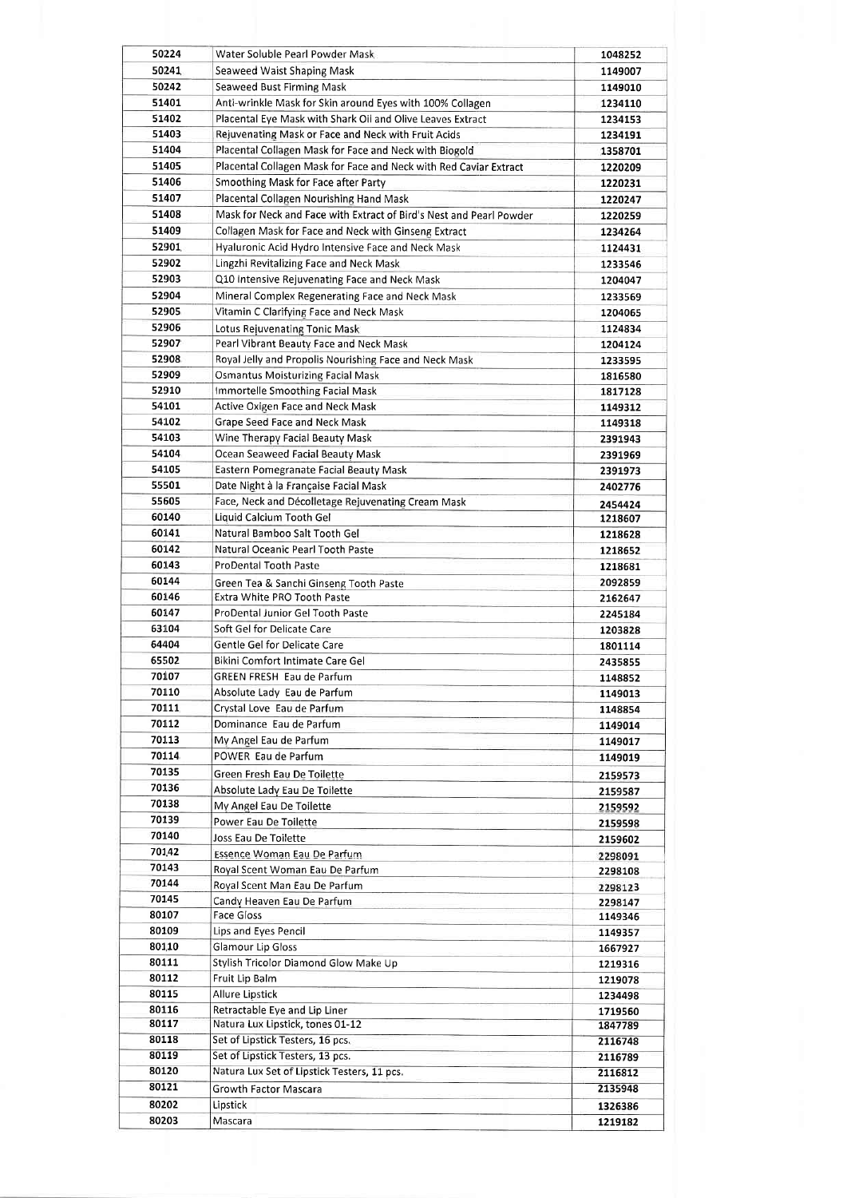| 50224 | Water Soluble Pearl Powder Mask | 1048252 |
|---|---|---|
| 50241 | Seaweed Waist Shaping Mask | 1149007 |
| 50242 | Seaweed Bust Firming Mask | 1149010 |
| 51401 | Anti-wrinkle Mask for Skin around Eyes with 100% Collagen | 1234110 |
| 51402 | Placental Eye Mask with Shark Oil and Olive Leaves Extract | 1234153 |
| 51403 | Rejuvenating Mask or Face and Neck with Fruit Acids | 1234191 |
| 51404 | Placental Collagen Mask for Face and Neck with Biogold | 1358701 |
| 51405 | Placental Collagen Mask for Face and Neck with Red Caviar Extract | 1220209 |
| 51406 | Smoothing Mask for Face after Party | 1220231 |
| 51407 | Placental Collagen Nourishing Hand Mask | 1220247 |
| 51408 | Mask for Neck and Face with Extract of Bird's Nest and Pearl Powder | 1220259 |
| 51409 | Collagen Mask for Face and Neck with Ginseng Extract | 1234264 |
| 52901 | Hyaluronic Acid Hydro Intensive Face and Neck Mask | 1124431 |
| 52902 | Lingzhi Revitalizing Face and Neck Mask | 1233546 |
| 52903 | Q10 Intensive Rejuvenating Face and Neck Mask | 1204047 |
| 52904 | Mineral Complex Regenerating Face and Neck Mask | 1233569 |
| 52905 | Vitamin C Clarifying Face and Neck Mask | 1204065 |
| 52906 | Lotus Rejuvenating Tonic Mask | 1124834 |
| 52907 | Pearl Vibrant Beauty Face and Neck Mask | 1204124 |
| 52908 | Royal Jelly and Propolis Nourishing Face and Neck Mask | 1233595 |
| 52909 | Osmantus Moisturizing Facial Mask | 1816580 |
| 52910 | Immortelle Smoothing Facial Mask | 1817128 |
| 54101 | Active Oxigen Face and Neck Mask | 1149312 |
| 54102 | Grape Seed Face and Neck Mask | 1149318 |
| 54103 | Wine Therapy Facial Beauty Mask | 2391943 |
| 54104 | Ocean Seaweed Facial Beauty Mask | 2391969 |
| 54105 | Eastern Pomegranate Facial Beauty Mask | 2391973 |
| 55501 | Date Night à la Française Facial Mask | 2402776 |
| 55605 | Face, Neck and Décolletage Rejuvenating Cream Mask | 2454424 |
| 60140 | Liquid Calcium Tooth Gel | 1218607 |
| 60141 | Natural Bamboo Salt Tooth Gel | 1218628 |
| 60142 | Natural Oceanic Pearl Tooth Paste | 1218652 |
| 60143 | ProDental Tooth Paste | 1218681 |
| 60144 | Green Tea & Sanchi Ginseng Tooth Paste | 2092859 |
| 60146 | Extra White PRO Tooth Paste | 2162647 |
| 60147 | ProDental Junior Gel Tooth Paste | 2245184 |
| 63104 | Soft Gel for Delicate Care | 1203828 |
| 64404 | Gentle Gel for Delicate Care | 1801114 |
| 65502 | Bikini Comfort Intimate Care Gel | 2435855 |
| 70107 | GREEN FRESH Eau de Parfum | 1148852 |
| 70110 | Absolute Lady Eau de Parfum | 1149013 |
| 70111 | Crystal Love Eau de Parfum | 1148854 |
| 70112 | Dominance Eau de Parfum | 1149014 |
| 70113 | My Angel Eau de Parfum | 1149017 |
| 70114 | POWER Eau de Parfum | 1149019 |
| 70135 | Green Fresh Eau De Toilette | 2159573 |
| 70136 | Absolute Lady Eau De Toilette | 2159587 |
| 70138 | My Angel Eau De Toilette | 2159592 |
| 70139 | Power Eau De Toilette | 2159598 |
| 70140 | Joss Eau De Toilette | 2159602 |
| 70142 | Essence Woman Eau De Parfum | 2298091 |
| 70143 | Royal Scent Woman Eau De Parfum | 2298108 |
| 70144 | Royal Scent Man Eau De Parfum | 2298123 |
| 70145 | Candy Heaven Eau De Parfum | 2298147 |
| 80107 | Face Gloss | 1149346 |
| 80109 | Lips and Eyes Pencil | 1149357 |
| 80110 | Glamour Lip Gloss | 1667927 |
| 80111 | Stylish Tricolor Diamond Glow Make Up | 1219316 |
| 80112 | Fruit Lip Balm | 1219078 |
| 80115 | Allure Lipstick | 1234498 |
| 80116 | Retractable Eye and Lip Liner | 1719560 |
| 80117 | Natura Lux Lipstick, tones 01-12 | 1847789 |
| 80118 | Set of Lipstick Testers, 16 pcs. | 2116748 |
| 80119 | Set of Lipstick Testers, 13 pcs. | 2116789 |
| 80120 | Natura Lux Set of Lipstick Testers, 11 pcs. | 2116812 |
| 80121 | Growth Factor Mascara | 2135948 |
| 80202 | Lipstick | 1326386 |
| 80203 | Mascara | 1219182 |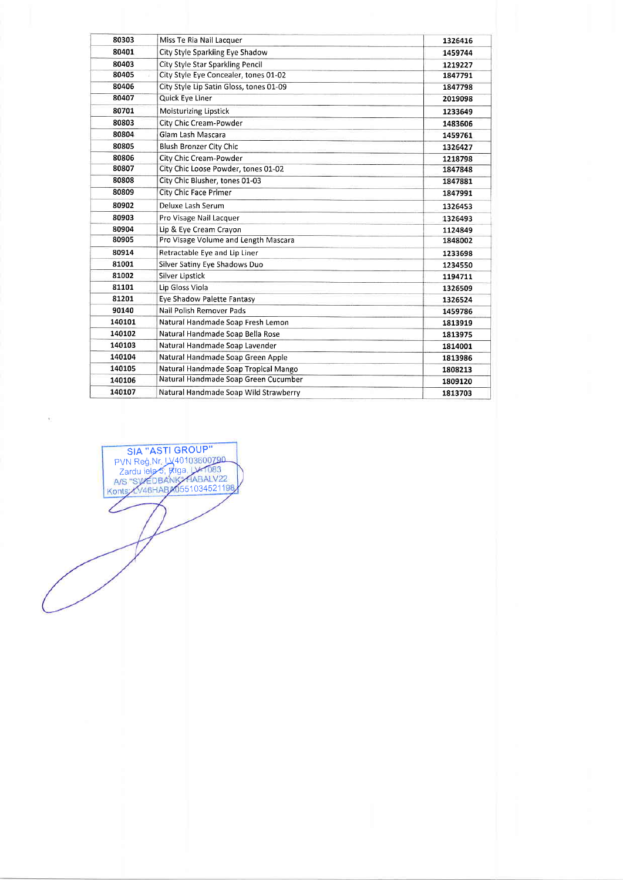| | | |
|---|---|---|
| 80303 | Miss Te Ria Nail Lacquer | 1326416 |
| 80401 | City Style Sparkling Eye Shadow | 1459744 |
| 80403 | City Style Star Sparkling Pencil | 1219227 |
| 80405 | City Style Eye Concealer, tones 01-02 | 1847791 |
| 80406 | City Style Lip Satin Gloss, tones 01-09 | 1847798 |
| 80407 | Quick Eye Liner | 2019098 |
| 80701 | Moisturizing Lipstick | 1233649 |
| 80803 | City Chic Cream-Powder | 1483606 |
| 80804 | Glam Lash Mascara | 1459761 |
| 80805 | Blush Bronzer City Chic | 1326427 |
| 80806 | City Chic Cream-Powder | 1218798 |
| 80807 | City Chic Loose Powder, tones 01-02 | 1847848 |
| 80808 | City Chic Blusher, tones 01-03 | 1847881 |
| 80809 | City Chic Face Primer | 1847991 |
| 80902 | Deluxe Lash Serum | 1326453 |
| 80903 | Pro Visage Nail Lacquer | 1326493 |
| 80904 | Lip & Eye Cream Crayon | 1124849 |
| 80905 | Pro Visage Volume and Length Mascara | 1848002 |
| 80914 | Retractable Eye and Lip Liner | 1233698 |
| 81001 | Silver Satiny Eye Shadows Duo | 1234550 |
| 81002 | Silver Lipstick | 1194711 |
| 81101 | Lip Gloss Viola | 1326509 |
| 81201 | Eye Shadow Palette Fantasy | 1326524 |
| 90140 | Nail Polish Remover Pads | 1459786 |
| 140101 | Natural Handmade Soap Fresh Lemon | 1813919 |
| 140102 | Natural Handmade Soap Bella Rose | 1813975 |
| 140103 | Natural Handmade Soap Lavender | 1814001 |
| 140104 | Natural Handmade Soap Green Apple | 1813986 |
| 140105 | Natural Handmade Soap Tropical Mango | 1808213 |
| 140106 | Natural Handmade Soap Green Cucumber | 1809120 |
| 140107 | Natural Handmade Soap Wild Strawberry | 1813703 |

SIA "ASTI GROUP"
PVN Reģ.Nr. LV40103600790
Zardu iela 5, Rīga, LV-1083
A/S "SWEDBANK" HABALV22
Konts: LV46HABA0551034521198